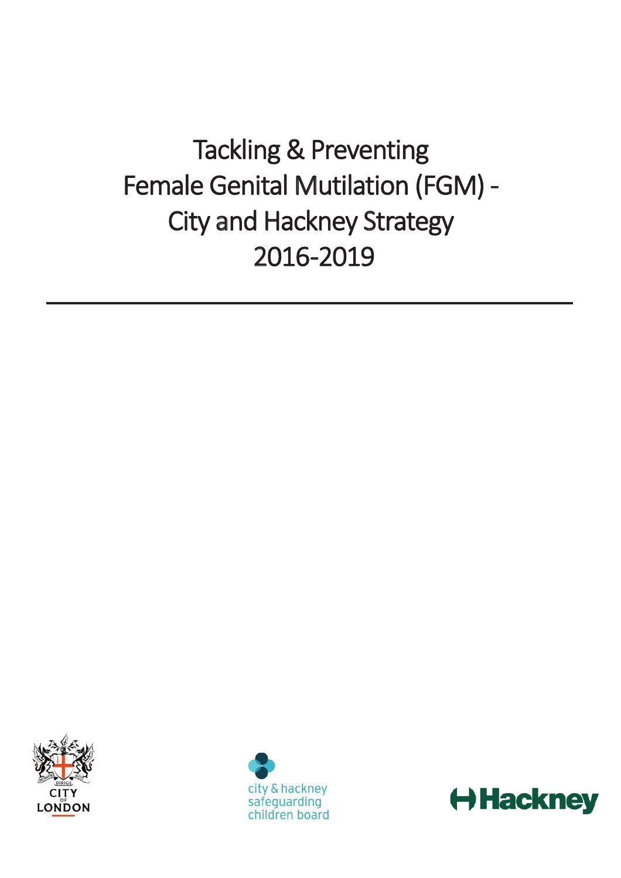# Tackling & Preventing Female Genital Mutilation (FGM) - City and Hackney Strategy 2016-2019

CITY OF LONDON

city & hackney safeguarding children board

Hackney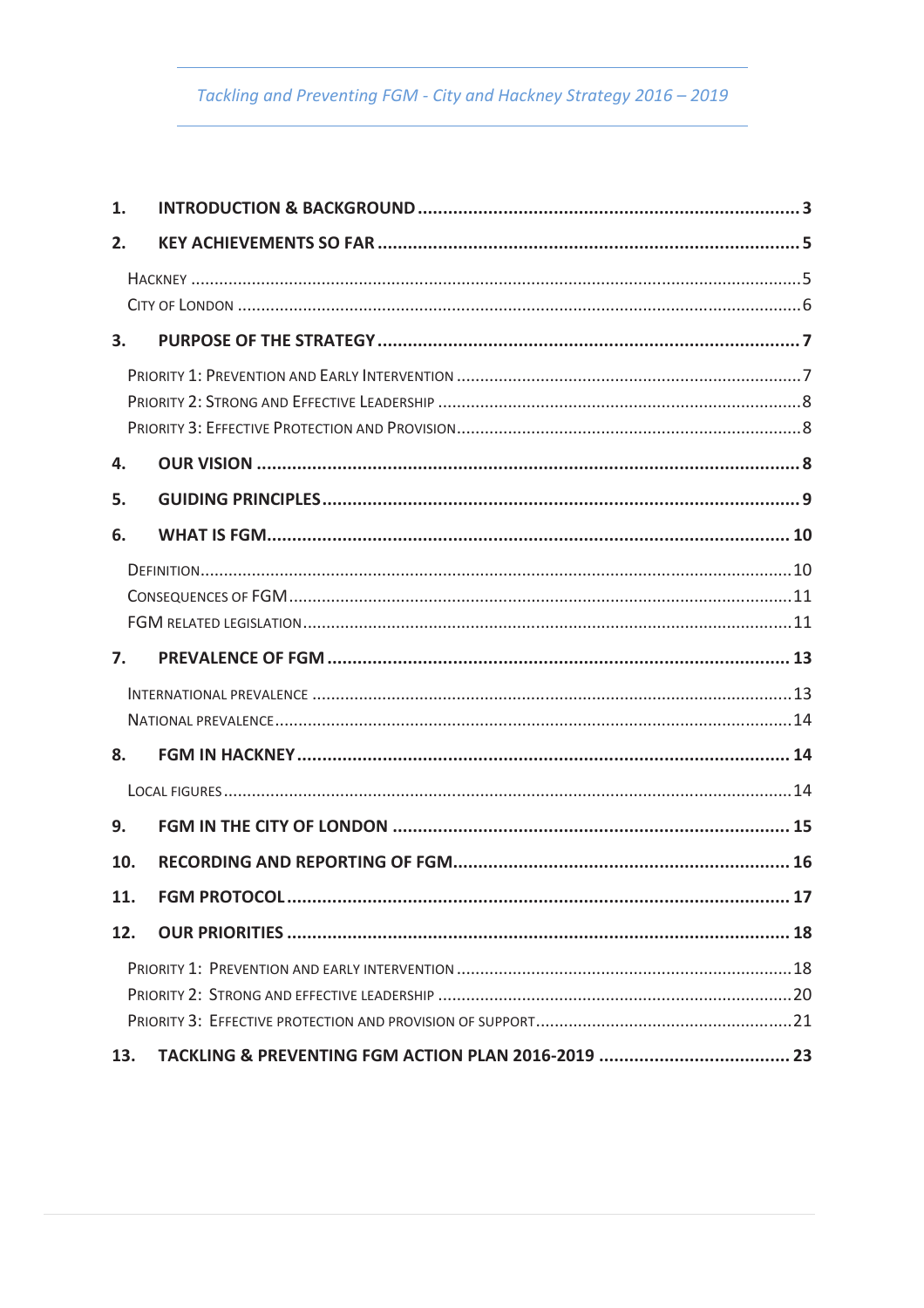1. **INTRODUCTION & BACKGROUND** .......... 3
2. **KEY ACHIEVEMENTS SO FAR** .......... 5
   - Hackney .......... 5
   - City of London .......... 6
3. **PURPOSE OF THE STRATEGY** .......... 7
   - Priority 1: Prevention and Early Intervention .......... 7
   - Priority 2: Strong and Effective Leadership .......... 8
   - Priority 3: Effective Protection and Provision .......... 8
4. **OUR VISION** .......... 8
5. **GUIDING PRINCIPLES** .......... 9
6. **WHAT IS FGM** .......... 10
   - Definition .......... 10
   - Consequences of FGM .......... 11
   - FGM related legislation .......... 11
7. **PREVALENCE OF FGM** .......... 13
   - International prevalence .......... 13
   - National prevalence .......... 14
8. **FGM IN HACKNEY** .......... 14
   - Local figures .......... 14
9. **FGM IN THE CITY OF LONDON** .......... 15
10. **RECORDING AND REPORTING OF FGM** .......... 16
11. **FGM PROTOCOL** .......... 17
12. **OUR PRIORITIES** .......... 18
    - Priority 1: Prevention and early intervention .......... 18
    - Priority 2: Strong and effective leadership .......... 20
    - Priority 3: Effective protection and provision of support .......... 21
13. **TACKLING & PREVENTING FGM ACTION PLAN 2016-2019** .......... 23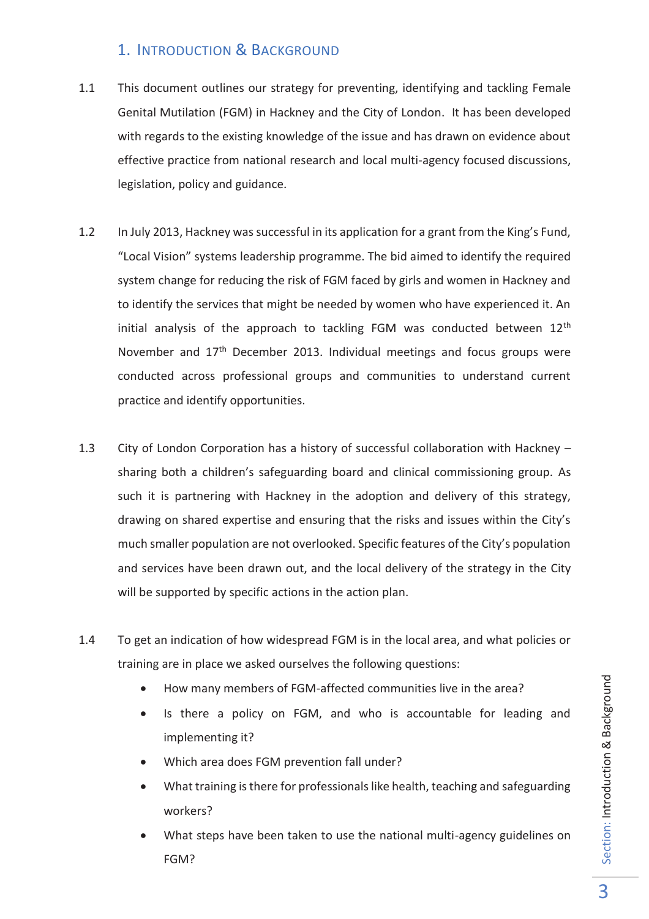# 1. Introduction & Background

1.1 This document outlines our strategy for preventing, identifying and tackling Female Genital Mutilation (FGM) in Hackney and the City of London. It has been developed with regards to the existing knowledge of the issue and has drawn on evidence about effective practice from national research and local multi-agency focused discussions, legislation, policy and guidance.

1.2 In July 2013, Hackney was successful in its application for a grant from the King's Fund, "Local Vision" systems leadership programme. The bid aimed to identify the required system change for reducing the risk of FGM faced by girls and women in Hackney and to identify the services that might be needed by women who have experienced it. An initial analysis of the approach to tackling FGM was conducted between 12th November and 17th December 2013. Individual meetings and focus groups were conducted across professional groups and communities to understand current practice and identify opportunities.

1.3 City of London Corporation has a history of successful collaboration with Hackney – sharing both a children's safeguarding board and clinical commissioning group. As such it is partnering with Hackney in the adoption and delivery of this strategy, drawing on shared expertise and ensuring that the risks and issues within the City's much smaller population are not overlooked. Specific features of the City's population and services have been drawn out, and the local delivery of the strategy in the City will be supported by specific actions in the action plan.

1.4 To get an indication of how widespread FGM is in the local area, and what policies or training are in place we asked ourselves the following questions:

- How many members of FGM-affected communities live in the area?
- Is there a policy on FGM, and who is accountable for leading and implementing it?
- Which area does FGM prevention fall under?
- What training is there for professionals like health, teaching and safeguarding workers?
- What steps have been taken to use the national multi-agency guidelines on FGM?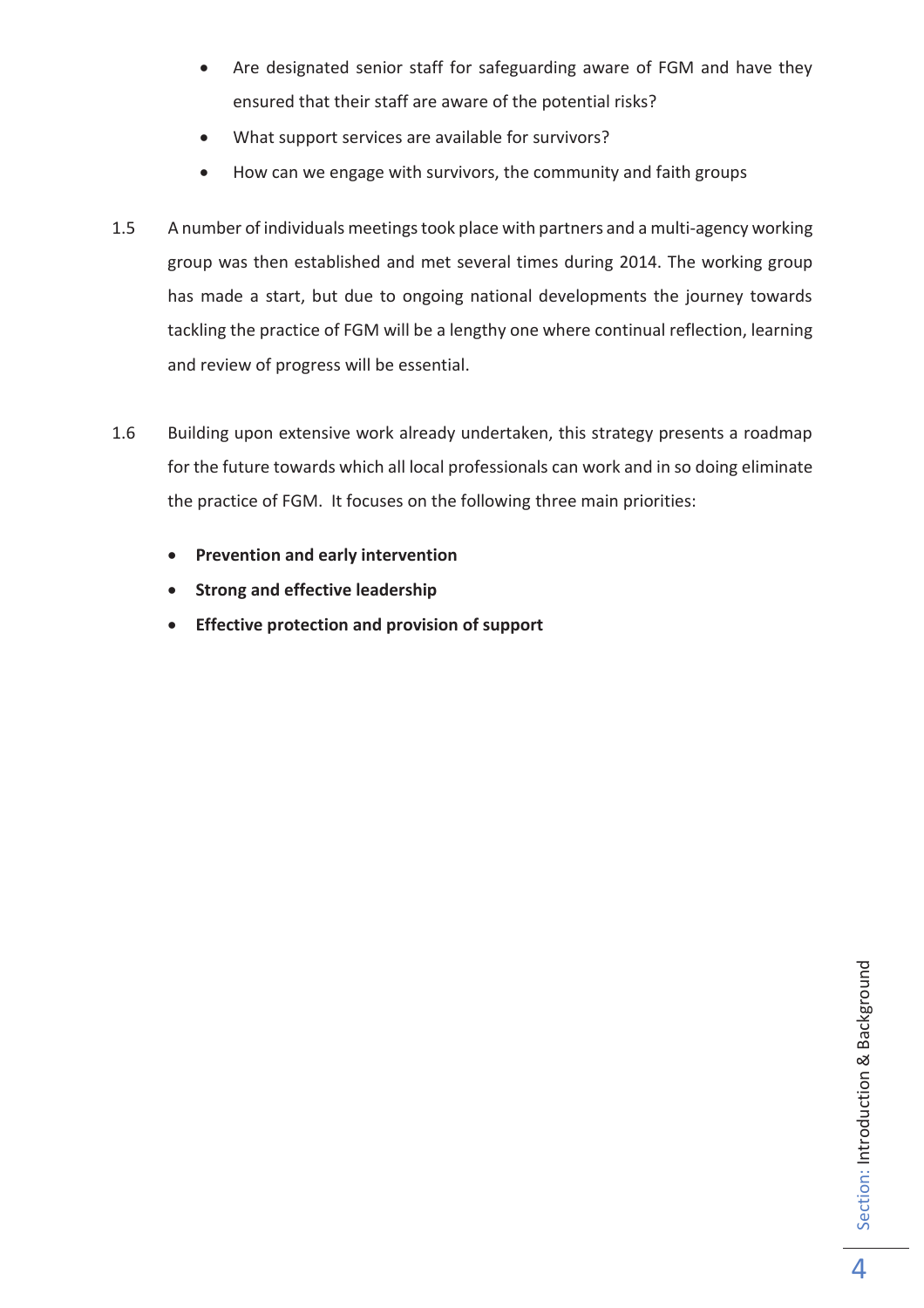- Are designated senior staff for safeguarding aware of FGM and have they ensured that their staff are aware of the potential risks?
- What support services are available for survivors?
- How can we engage with survivors, the community and faith groups

1.5 A number of individuals meetings took place with partners and a multi-agency working group was then established and met several times during 2014. The working group has made a start, but due to ongoing national developments the journey towards tackling the practice of FGM will be a lengthy one where continual reflection, learning and review of progress will be essential.

1.6 Building upon extensive work already undertaken, this strategy presents a roadmap for the future towards which all local professionals can work and in so doing eliminate the practice of FGM. It focuses on the following three main priorities:

- **Prevention and early intervention**
- **Strong and effective leadership**
- **Effective protection and provision of support**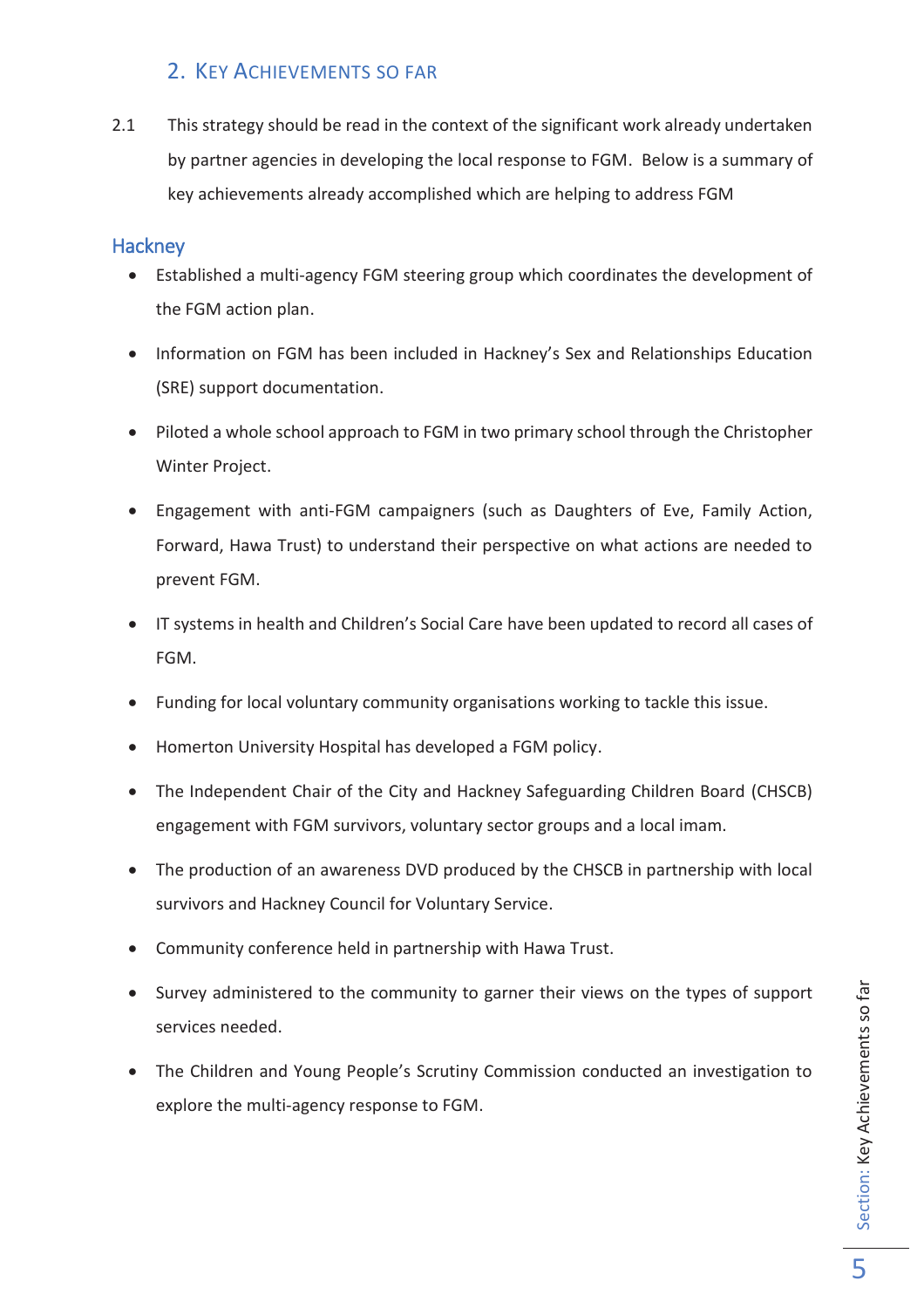## 2. Key Achievements so far

2.1 This strategy should be read in the context of the significant work already undertaken by partner agencies in developing the local response to FGM. Below is a summary of key achievements already accomplished which are helping to address FGM

### Hackney

- Established a multi-agency FGM steering group which coordinates the development of the FGM action plan.
- Information on FGM has been included in Hackney's Sex and Relationships Education (SRE) support documentation.
- Piloted a whole school approach to FGM in two primary school through the Christopher Winter Project.
- Engagement with anti-FGM campaigners (such as Daughters of Eve, Family Action, Forward, Hawa Trust) to understand their perspective on what actions are needed to prevent FGM.
- IT systems in health and Children's Social Care have been updated to record all cases of FGM.
- Funding for local voluntary community organisations working to tackle this issue.
- Homerton University Hospital has developed a FGM policy.
- The Independent Chair of the City and Hackney Safeguarding Children Board (CHSCB) engagement with FGM survivors, voluntary sector groups and a local imam.
- The production of an awareness DVD produced by the CHSCB in partnership with local survivors and Hackney Council for Voluntary Service.
- Community conference held in partnership with Hawa Trust.
- Survey administered to the community to garner their views on the types of support services needed.
- The Children and Young People's Scrutiny Commission conducted an investigation to explore the multi-agency response to FGM.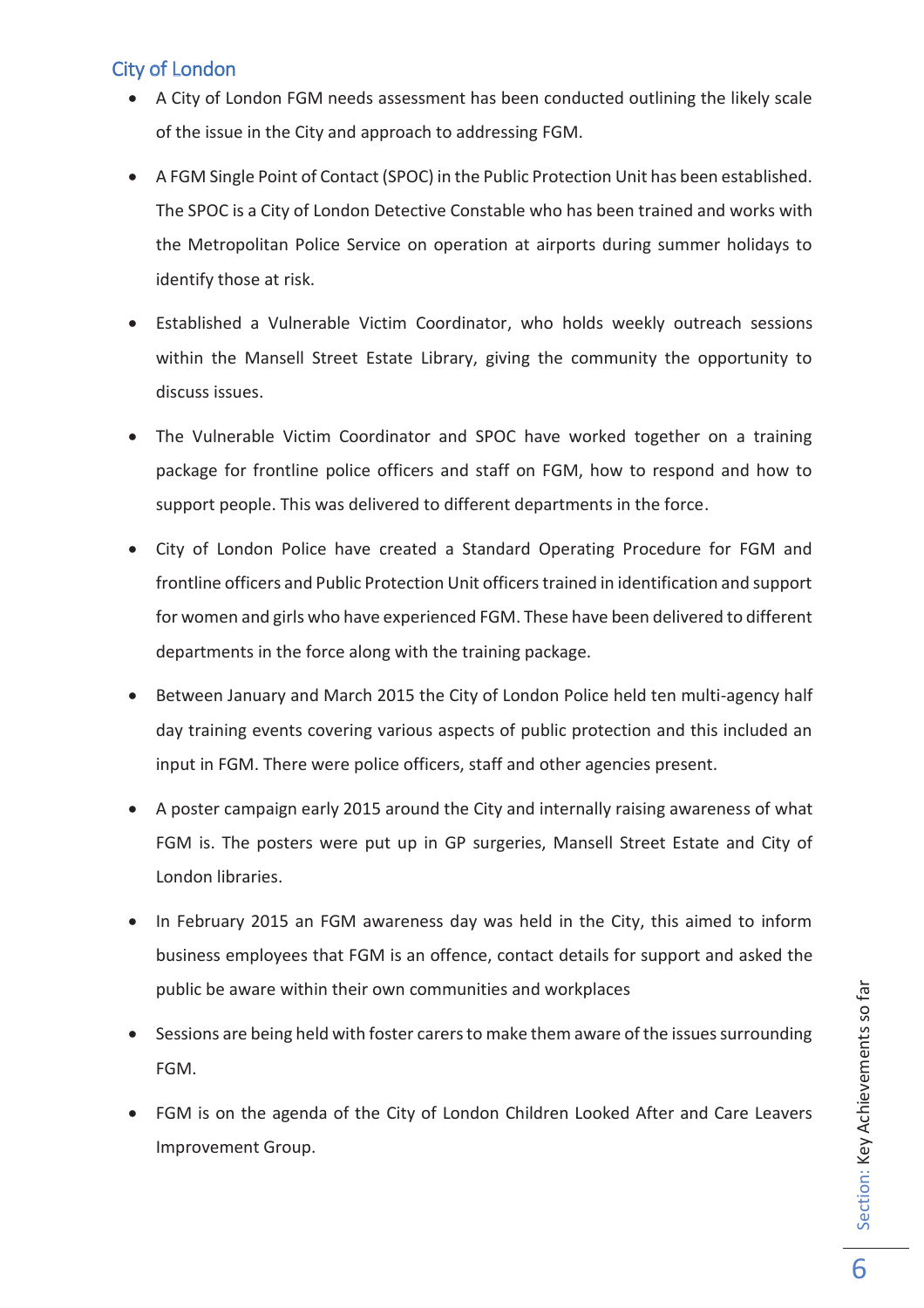## City of London

- A City of London FGM needs assessment has been conducted outlining the likely scale of the issue in the City and approach to addressing FGM.
- A FGM Single Point of Contact (SPOC) in the Public Protection Unit has been established. The SPOC is a City of London Detective Constable who has been trained and works with the Metropolitan Police Service on operation at airports during summer holidays to identify those at risk.
- Established a Vulnerable Victim Coordinator, who holds weekly outreach sessions within the Mansell Street Estate Library, giving the community the opportunity to discuss issues.
- The Vulnerable Victim Coordinator and SPOC have worked together on a training package for frontline police officers and staff on FGM, how to respond and how to support people. This was delivered to different departments in the force.
- City of London Police have created a Standard Operating Procedure for FGM and frontline officers and Public Protection Unit officers trained in identification and support for women and girls who have experienced FGM. These have been delivered to different departments in the force along with the training package.
- Between January and March 2015 the City of London Police held ten multi-agency half day training events covering various aspects of public protection and this included an input in FGM. There were police officers, staff and other agencies present.
- A poster campaign early 2015 around the City and internally raising awareness of what FGM is. The posters were put up in GP surgeries, Mansell Street Estate and City of London libraries.
- In February 2015 an FGM awareness day was held in the City, this aimed to inform business employees that FGM is an offence, contact details for support and asked the public be aware within their own communities and workplaces
- Sessions are being held with foster carers to make them aware of the issues surrounding FGM.
- FGM is on the agenda of the City of London Children Looked After and Care Leavers Improvement Group.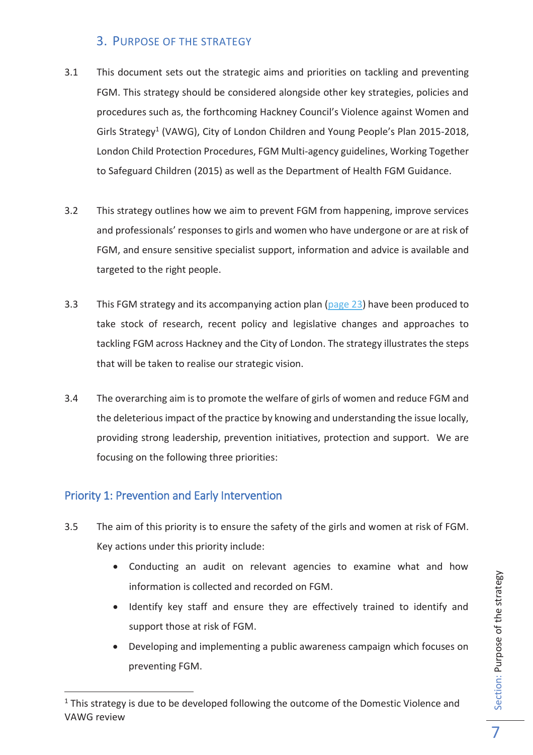## 3. Purpose of the Strategy

3.1 This document sets out the strategic aims and priorities on tackling and preventing FGM. This strategy should be considered alongside other key strategies, policies and procedures such as, the forthcoming Hackney Council's Violence against Women and Girls Strategy[1] (VAWG), City of London Children and Young People's Plan 2015-2018, London Child Protection Procedures, FGM Multi-agency guidelines, Working Together to Safeguard Children (2015) as well as the Department of Health FGM Guidance.

3.2 This strategy outlines how we aim to prevent FGM from happening, improve services and professionals' responses to girls and women who have undergone or are at risk of FGM, and ensure sensitive specialist support, information and advice is available and targeted to the right people.

3.3 This FGM strategy and its accompanying action plan (page 23) have been produced to take stock of research, recent policy and legislative changes and approaches to tackling FGM across Hackney and the City of London. The strategy illustrates the steps that will be taken to realise our strategic vision.

3.4 The overarching aim is to promote the welfare of girls of women and reduce FGM and the deleterious impact of the practice by knowing and understanding the issue locally, providing strong leadership, prevention initiatives, protection and support. We are focusing on the following three priorities:

### Priority 1: Prevention and Early Intervention

3.5 The aim of this priority is to ensure the safety of the girls and women at risk of FGM. Key actions under this priority include:

- Conducting an audit on relevant agencies to examine what and how information is collected and recorded on FGM.
- Identify key staff and ensure they are effectively trained to identify and support those at risk of FGM.
- Developing and implementing a public awareness campaign which focuses on preventing FGM.

[1] This strategy is due to be developed following the outcome of the Domestic Violence and VAWG review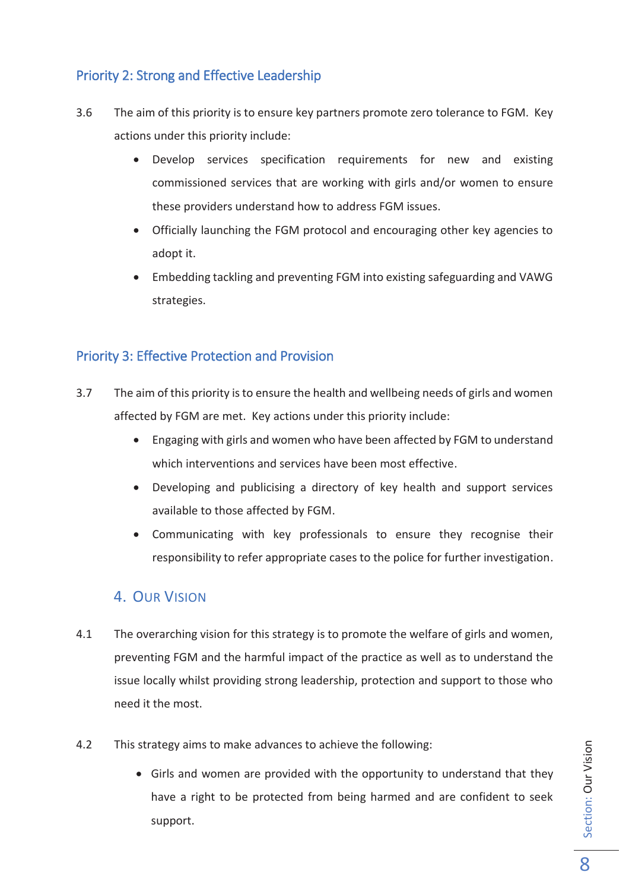### Priority 2: Strong and Effective Leadership

3.6 The aim of this priority is to ensure key partners promote zero tolerance to FGM. Key actions under this priority include:

- Develop services specification requirements for new and existing commissioned services that are working with girls and/or women to ensure these providers understand how to address FGM issues.
- Officially launching the FGM protocol and encouraging other key agencies to adopt it.
- Embedding tackling and preventing FGM into existing safeguarding and VAWG strategies.

### Priority 3: Effective Protection and Provision

3.7 The aim of this priority is to ensure the health and wellbeing needs of girls and women affected by FGM are met. Key actions under this priority include:

- Engaging with girls and women who have been affected by FGM to understand which interventions and services have been most effective.
- Developing and publicising a directory of key health and support services available to those affected by FGM.
- Communicating with key professionals to ensure they recognise their responsibility to refer appropriate cases to the police for further investigation.

## 4. Our Vision

4.1 The overarching vision for this strategy is to promote the welfare of girls and women, preventing FGM and the harmful impact of the practice as well as to understand the issue locally whilst providing strong leadership, protection and support to those who need it the most.

4.2 This strategy aims to make advances to achieve the following:

- Girls and women are provided with the opportunity to understand that they have a right to be protected from being harmed and are confident to seek support.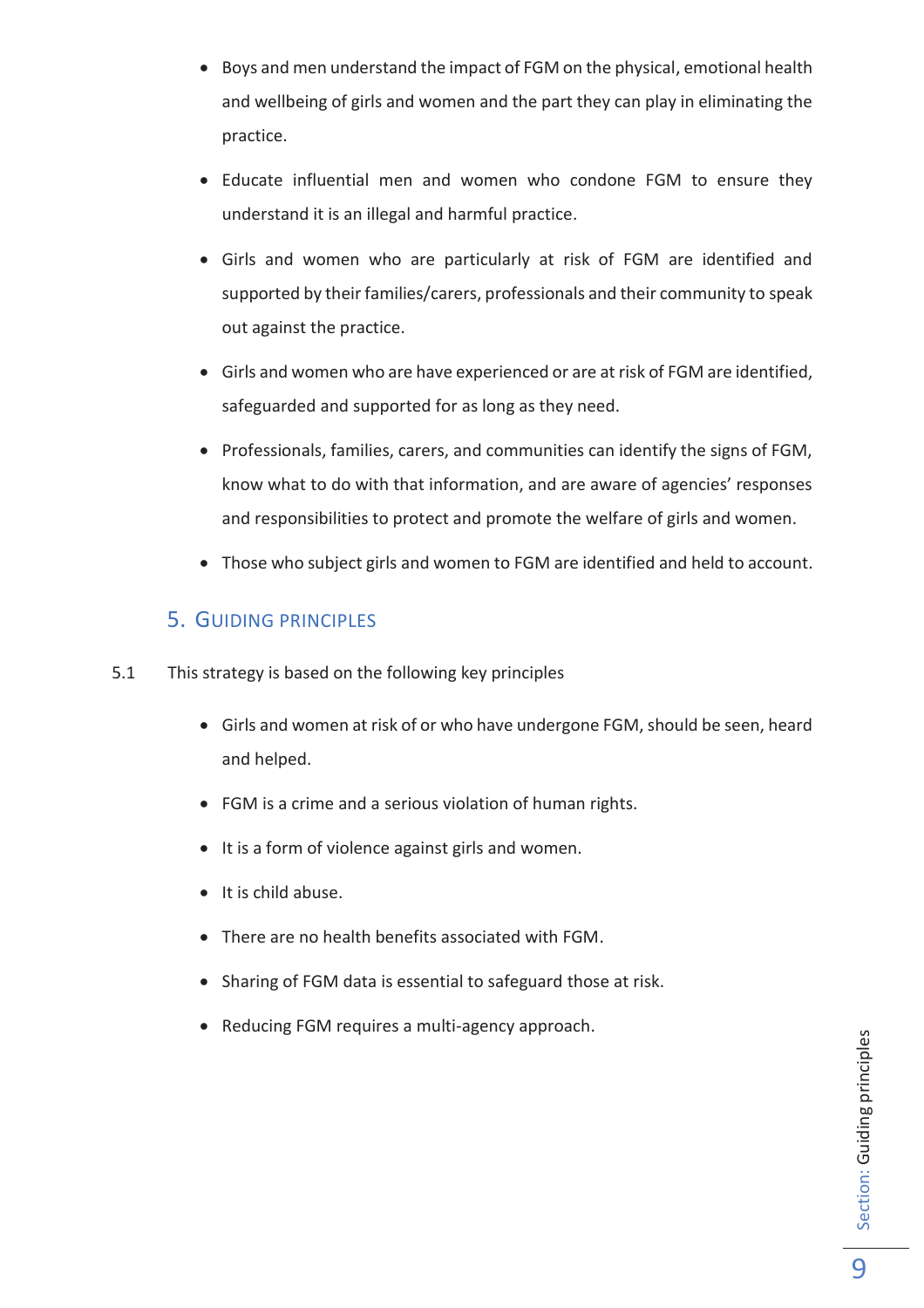- Boys and men understand the impact of FGM on the physical, emotional health and wellbeing of girls and women and the part they can play in eliminating the practice.
- Educate influential men and women who condone FGM to ensure they understand it is an illegal and harmful practice.
- Girls and women who are particularly at risk of FGM are identified and supported by their families/carers, professionals and their community to speak out against the practice.
- Girls and women who are have experienced or are at risk of FGM are identified, safeguarded and supported for as long as they need.
- Professionals, families, carers, and communities can identify the signs of FGM, know what to do with that information, and are aware of agencies' responses and responsibilities to protect and promote the welfare of girls and women.
- Those who subject girls and women to FGM are identified and held to account.

## 5. Guiding principles

5.1 This strategy is based on the following key principles

- Girls and women at risk of or who have undergone FGM, should be seen, heard and helped.
- FGM is a crime and a serious violation of human rights.
- It is a form of violence against girls and women.
- It is child abuse.
- There are no health benefits associated with FGM.
- Sharing of FGM data is essential to safeguard those at risk.
- Reducing FGM requires a multi-agency approach.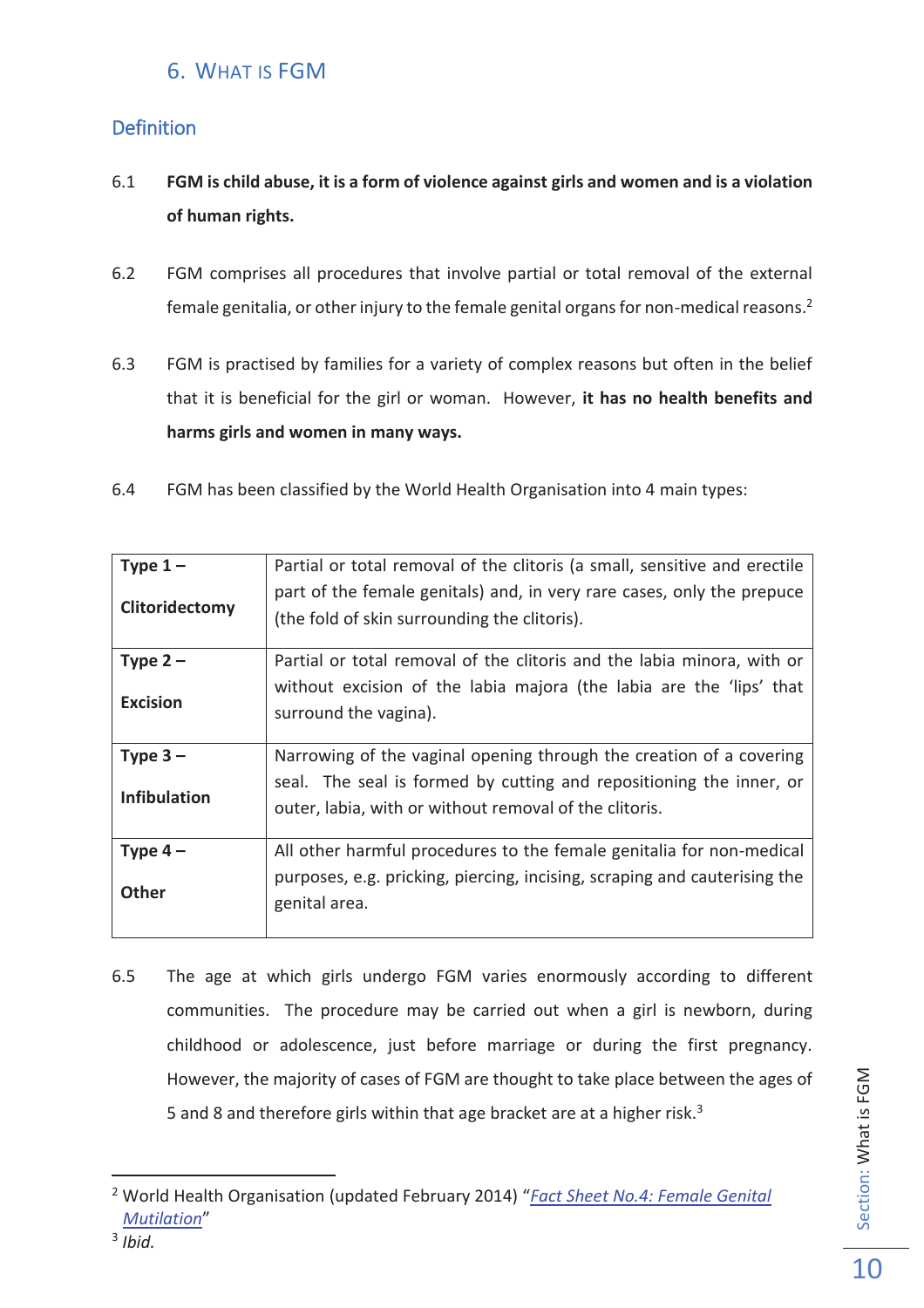## 6. What is FGM

### Definition

6.1 **FGM is child abuse, it is a form of violence against girls and women and is a violation of human rights.**

6.2 FGM comprises all procedures that involve partial or total removal of the external female genitalia, or other injury to the female genital organs for non-medical reasons.[2]

6.3 FGM is practised by families for a variety of complex reasons but often in the belief that it is beneficial for the girl or woman. However, **it has no health benefits and harms girls and women in many ways.**

6.4 FGM has been classified by the World Health Organisation into 4 main types:

| | |
|---|---|
| **Type 1 – Clitoridectomy** | Partial or total removal of the clitoris (a small, sensitive and erectile part of the female genitals) and, in very rare cases, only the prepuce (the fold of skin surrounding the clitoris). |
| **Type 2 – Excision** | Partial or total removal of the clitoris and the labia minora, with or without excision of the labia majora (the labia are the 'lips' that surround the vagina). |
| **Type 3 – Infibulation** | Narrowing of the vaginal opening through the creation of a covering seal. The seal is formed by cutting and repositioning the inner, or outer, labia, with or without removal of the clitoris. |
| **Type 4 – Other** | All other harmful procedures to the female genitalia for non-medical purposes, e.g. pricking, piercing, incising, scraping and cauterising the genital area. |

6.5 The age at which girls undergo FGM varies enormously according to different communities. The procedure may be carried out when a girl is newborn, during childhood or adolescence, just before marriage or during the first pregnancy. However, the majority of cases of FGM are thought to take place between the ages of 5 and 8 and therefore girls within that age bracket are at a higher risk.[3]

---

[2] World Health Organisation (updated February 2014) "*Fact Sheet No.4: Female Genital Mutilation*"

[3] *Ibid.*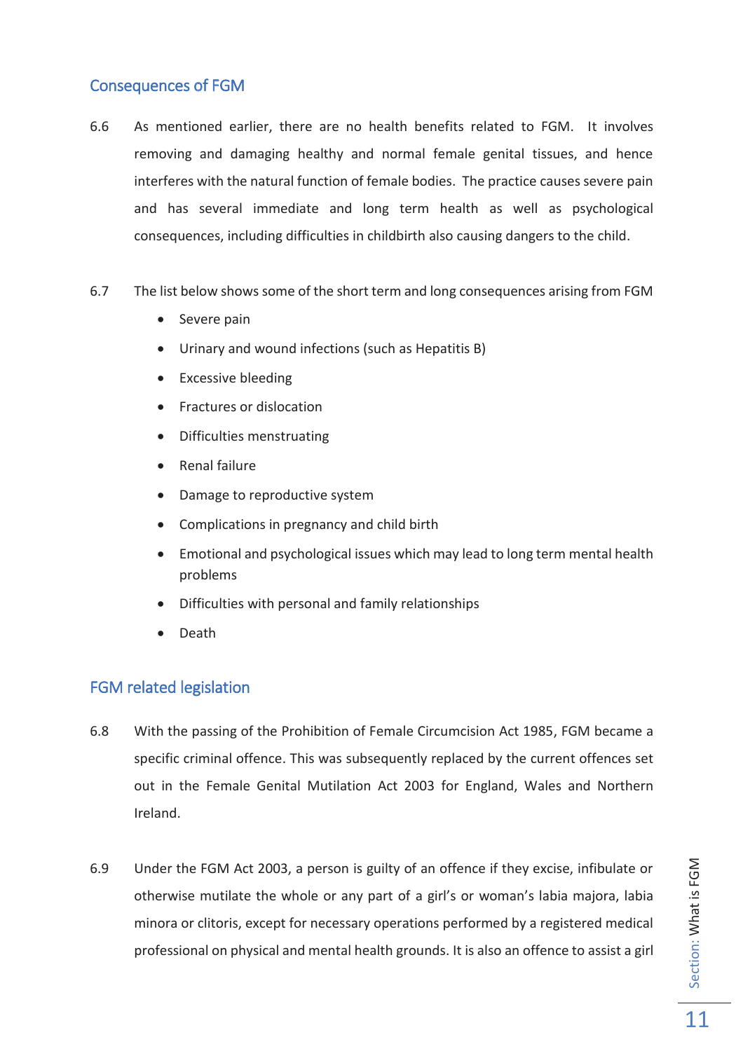## Consequences of FGM

6.6 As mentioned earlier, there are no health benefits related to FGM. It involves removing and damaging healthy and normal female genital tissues, and hence interferes with the natural function of female bodies. The practice causes severe pain and has several immediate and long term health as well as psychological consequences, including difficulties in childbirth also causing dangers to the child.

6.7 The list below shows some of the short term and long consequences arising from FGM

- Severe pain
- Urinary and wound infections (such as Hepatitis B)
- Excessive bleeding
- Fractures or dislocation
- Difficulties menstruating
- Renal failure
- Damage to reproductive system
- Complications in pregnancy and child birth
- Emotional and psychological issues which may lead to long term mental health problems
- Difficulties with personal and family relationships
- Death

## FGM related legislation

6.8 With the passing of the Prohibition of Female Circumcision Act 1985, FGM became a specific criminal offence. This was subsequently replaced by the current offences set out in the Female Genital Mutilation Act 2003 for England, Wales and Northern Ireland.

6.9 Under the FGM Act 2003, a person is guilty of an offence if they excise, infibulate or otherwise mutilate the whole or any part of a girl's or woman's labia majora, labia minora or clitoris, except for necessary operations performed by a registered medical professional on physical and mental health grounds. It is also an offence to assist a girl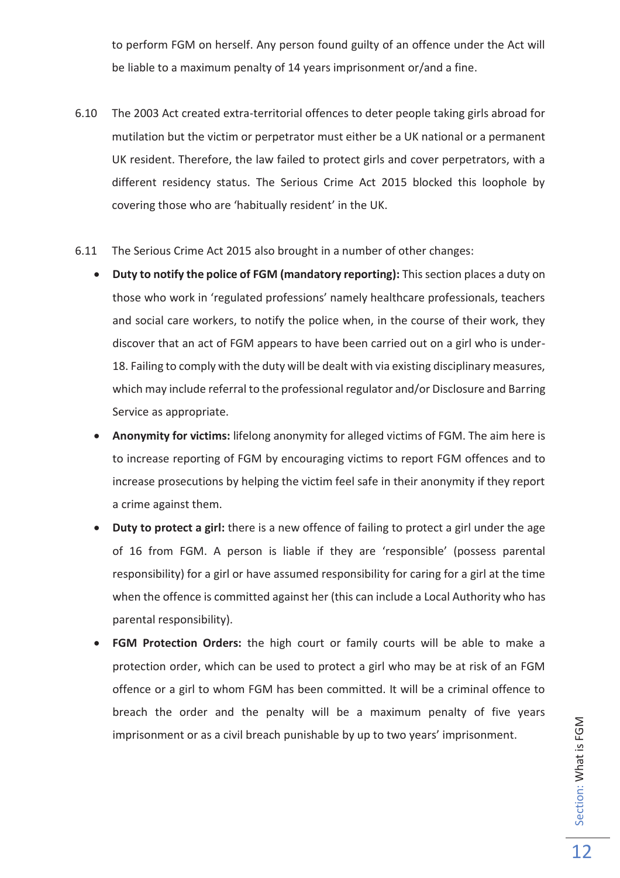to perform FGM on herself. Any person found guilty of an offence under the Act will be liable to a maximum penalty of 14 years imprisonment or/and a fine.

6.10 The 2003 Act created extra-territorial offences to deter people taking girls abroad for mutilation but the victim or perpetrator must either be a UK national or a permanent UK resident. Therefore, the law failed to protect girls and cover perpetrators, with a different residency status. The Serious Crime Act 2015 blocked this loophole by covering those who are 'habitually resident' in the UK.

6.11 The Serious Crime Act 2015 also brought in a number of other changes:

- **Duty to notify the police of FGM (mandatory reporting):** This section places a duty on those who work in 'regulated professions' namely healthcare professionals, teachers and social care workers, to notify the police when, in the course of their work, they discover that an act of FGM appears to have been carried out on a girl who is under-18. Failing to comply with the duty will be dealt with via existing disciplinary measures, which may include referral to the professional regulator and/or Disclosure and Barring Service as appropriate.
- **Anonymity for victims:** lifelong anonymity for alleged victims of FGM. The aim here is to increase reporting of FGM by encouraging victims to report FGM offences and to increase prosecutions by helping the victim feel safe in their anonymity if they report a crime against them.
- **Duty to protect a girl:** there is a new offence of failing to protect a girl under the age of 16 from FGM. A person is liable if they are 'responsible' (possess parental responsibility) for a girl or have assumed responsibility for caring for a girl at the time when the offence is committed against her (this can include a Local Authority who has parental responsibility).
- **FGM Protection Orders:** the high court or family courts will be able to make a protection order, which can be used to protect a girl who may be at risk of an FGM offence or a girl to whom FGM has been committed. It will be a criminal offence to breach the order and the penalty will be a maximum penalty of five years imprisonment or as a civil breach punishable by up to two years' imprisonment.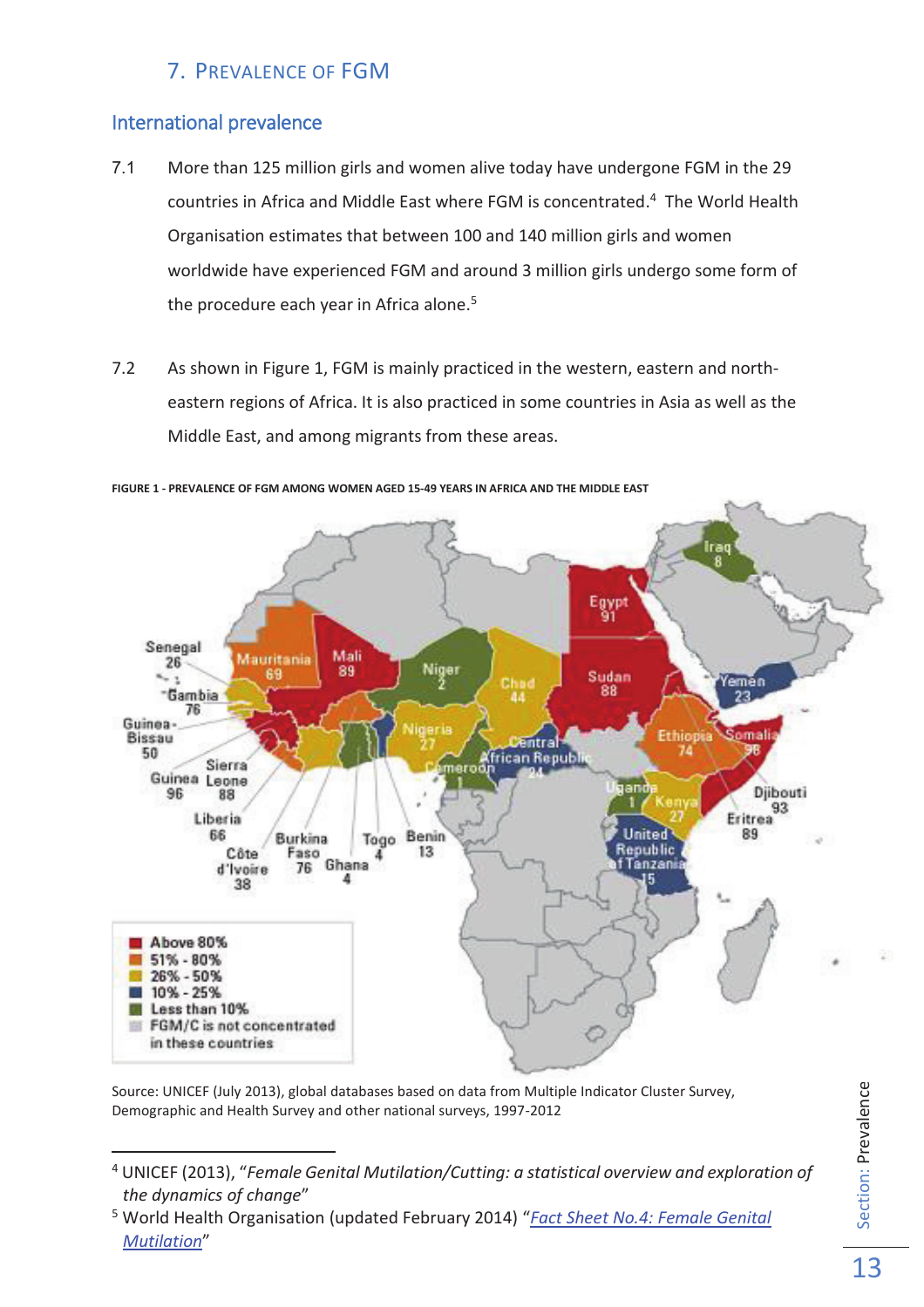## 7. Prevalence of FGM

### International prevalence

7.1 More than 125 million girls and women alive today have undergone FGM in the 29 countries in Africa and Middle East where FGM is concentrated.[4] The World Health Organisation estimates that between 100 and 140 million girls and women worldwide have experienced FGM and around 3 million girls undergo some form of the procedure each year in Africa alone.[5]

7.2 As shown in Figure 1, FGM is mainly practiced in the western, eastern and north-eastern regions of Africa. It is also practiced in some countries in Asia as well as the Middle East, and among migrants from these areas.

**FIGURE 1 - PREVALENCE OF FGM AMONG WOMEN AGED 15-49 YEARS IN AFRICA AND THE MIDDLE EAST**

Source: UNICEF (July 2013), global databases based on data from Multiple Indicator Cluster Survey, Demographic and Health Survey and other national surveys, 1997-2012

---

[4] UNICEF (2013), "*Female Genital Mutilation/Cutting: a statistical overview and exploration of the dynamics of change*"

[5] World Health Organisation (updated February 2014) "*Fact Sheet No.4: Female Genital Mutilation*"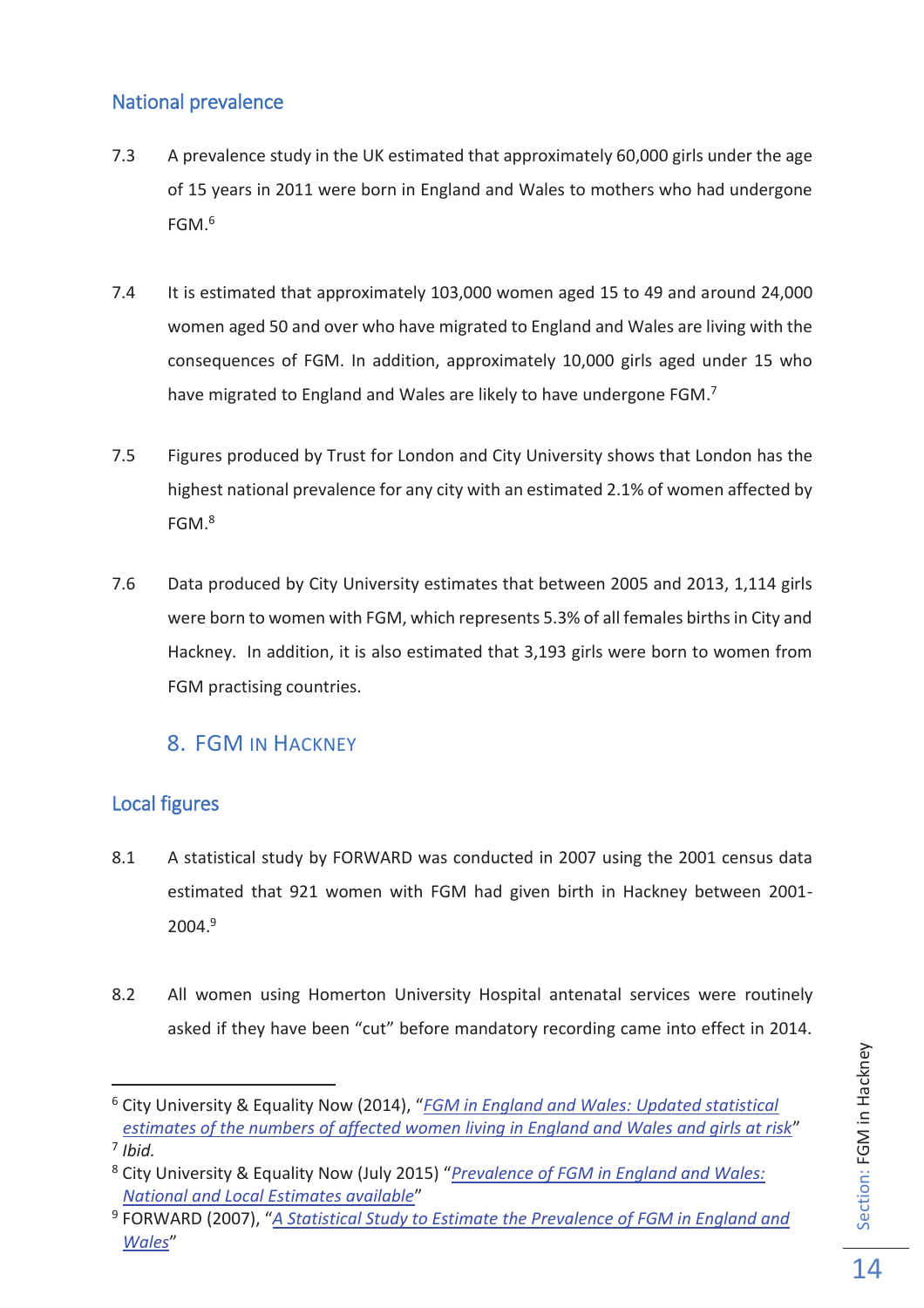## National prevalence

7.3 A prevalence study in the UK estimated that approximately 60,000 girls under the age of 15 years in 2011 were born in England and Wales to mothers who had undergone FGM.[6]

7.4 It is estimated that approximately 103,000 women aged 15 to 49 and around 24,000 women aged 50 and over who have migrated to England and Wales are living with the consequences of FGM. In addition, approximately 10,000 girls aged under 15 who have migrated to England and Wales are likely to have undergone FGM.[7]

7.5 Figures produced by Trust for London and City University shows that London has the highest national prevalence for any city with an estimated 2.1% of women affected by FGM.[8]

7.6 Data produced by City University estimates that between 2005 and 2013, 1,114 girls were born to women with FGM, which represents 5.3% of all females births in City and Hackney. In addition, it is also estimated that 3,193 girls were born to women from FGM practising countries.

# 8. FGM in Hackney

## Local figures

8.1 A statistical study by FORWARD was conducted in 2007 using the 2001 census data estimated that 921 women with FGM had given birth in Hackney between 2001-2004.[9]

8.2 All women using Homerton University Hospital antenatal services were routinely asked if they have been "cut" before mandatory recording came into effect in 2014.

---

[6] City University & Equality Now (2014), "*FGM in England and Wales: Updated statistical estimates of the numbers of affected women living in England and Wales and girls at risk*"

[7] *Ibid.*

[8] City University & Equality Now (July 2015) "*Prevalence of FGM in England and Wales: National and Local Estimates available*"

[9] FORWARD (2007), "*A Statistical Study to Estimate the Prevalence of FGM in England and Wales*"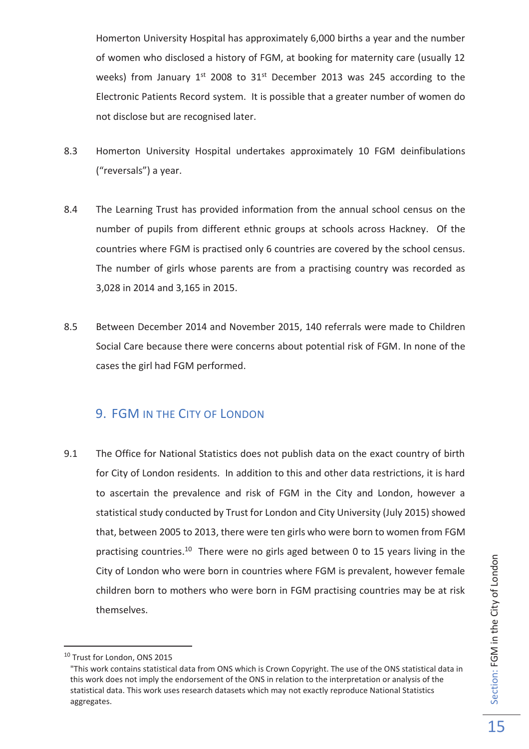Homerton University Hospital has approximately 6,000 births a year and the number of women who disclosed a history of FGM, at booking for maternity care (usually 12 weeks) from January 1st 2008 to 31st December 2013 was 245 according to the Electronic Patients Record system. It is possible that a greater number of women do not disclose but are recognised later.

8.3 Homerton University Hospital undertakes approximately 10 FGM deinfibulations ("reversals") a year.

8.4 The Learning Trust has provided information from the annual school census on the number of pupils from different ethnic groups at schools across Hackney. Of the countries where FGM is practised only 6 countries are covered by the school census. The number of girls whose parents are from a practising country was recorded as 3,028 in 2014 and 3,165 in 2015.

8.5 Between December 2014 and November 2015, 140 referrals were made to Children Social Care because there were concerns about potential risk of FGM. In none of the cases the girl had FGM performed.

## 9. FGM in the City of London

9.1 The Office for National Statistics does not publish data on the exact country of birth for City of London residents. In addition to this and other data restrictions, it is hard to ascertain the prevalence and risk of FGM in the City and London, however a statistical study conducted by Trust for London and City University (July 2015) showed that, between 2005 to 2013, there were ten girls who were born to women from FGM practising countries.[10] There were no girls aged between 0 to 15 years living in the City of London who were born in countries where FGM is prevalent, however female children born to mothers who were born in FGM practising countries may be at risk themselves.

---

[10] Trust for London, ONS 2015
"This work contains statistical data from ONS which is Crown Copyright. The use of the ONS statistical data in this work does not imply the endorsement of the ONS in relation to the interpretation or analysis of the statistical data. This work uses research datasets which may not exactly reproduce National Statistics aggregates.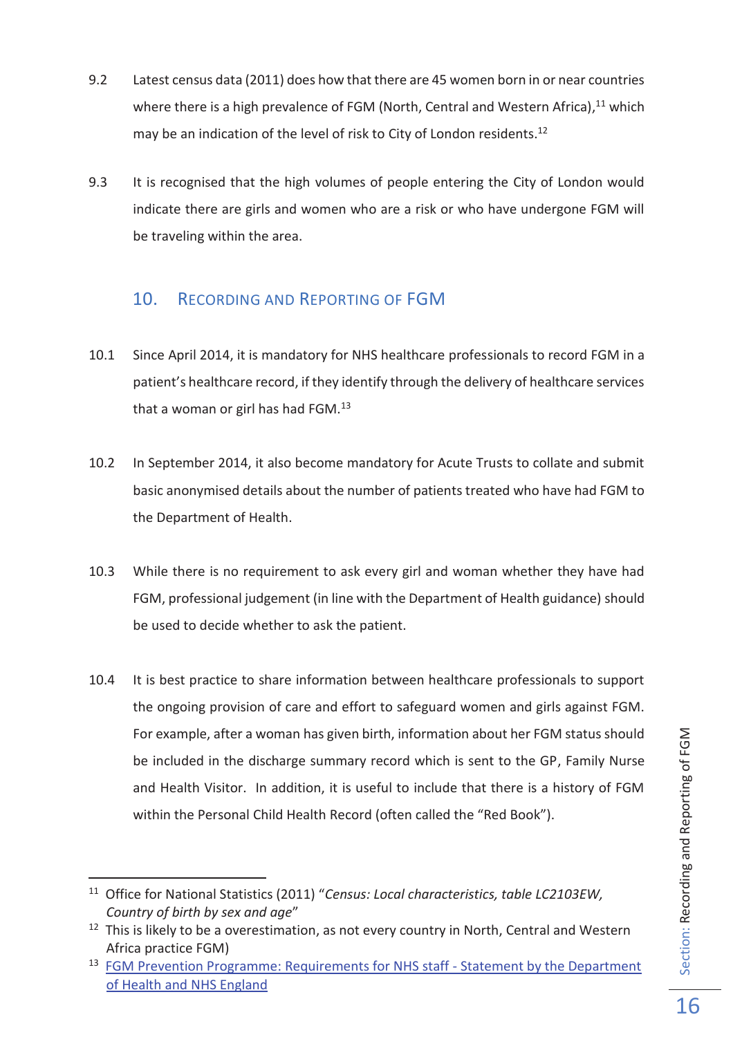9.2 Latest census data (2011) does how that there are 45 women born in or near countries where there is a high prevalence of FGM (North, Central and Western Africa),[11] which may be an indication of the level of risk to City of London residents.[12]

9.3 It is recognised that the high volumes of people entering the City of London would indicate there are girls and women who are a risk or who have undergone FGM will be traveling within the area.

## 10. Recording and Reporting of FGM

10.1 Since April 2014, it is mandatory for NHS healthcare professionals to record FGM in a patient's healthcare record, if they identify through the delivery of healthcare services that a woman or girl has had FGM.[13]

10.2 In September 2014, it also become mandatory for Acute Trusts to collate and submit basic anonymised details about the number of patients treated who have had FGM to the Department of Health.

10.3 While there is no requirement to ask every girl and woman whether they have had FGM, professional judgement (in line with the Department of Health guidance) should be used to decide whether to ask the patient.

10.4 It is best practice to share information between healthcare professionals to support the ongoing provision of care and effort to safeguard women and girls against FGM. For example, after a woman has given birth, information about her FGM status should be included in the discharge summary record which is sent to the GP, Family Nurse and Health Visitor. In addition, it is useful to include that there is a history of FGM within the Personal Child Health Record (often called the "Red Book").

---

[11] Office for National Statistics (2011) "*Census: Local characteristics, table LC2103EW, Country of birth by sex and age*"

[12] This is likely to be a overestimation, as not every country in North, Central and Western Africa practice FGM)

[13] FGM Prevention Programme: Requirements for NHS staff - Statement by the Department of Health and NHS England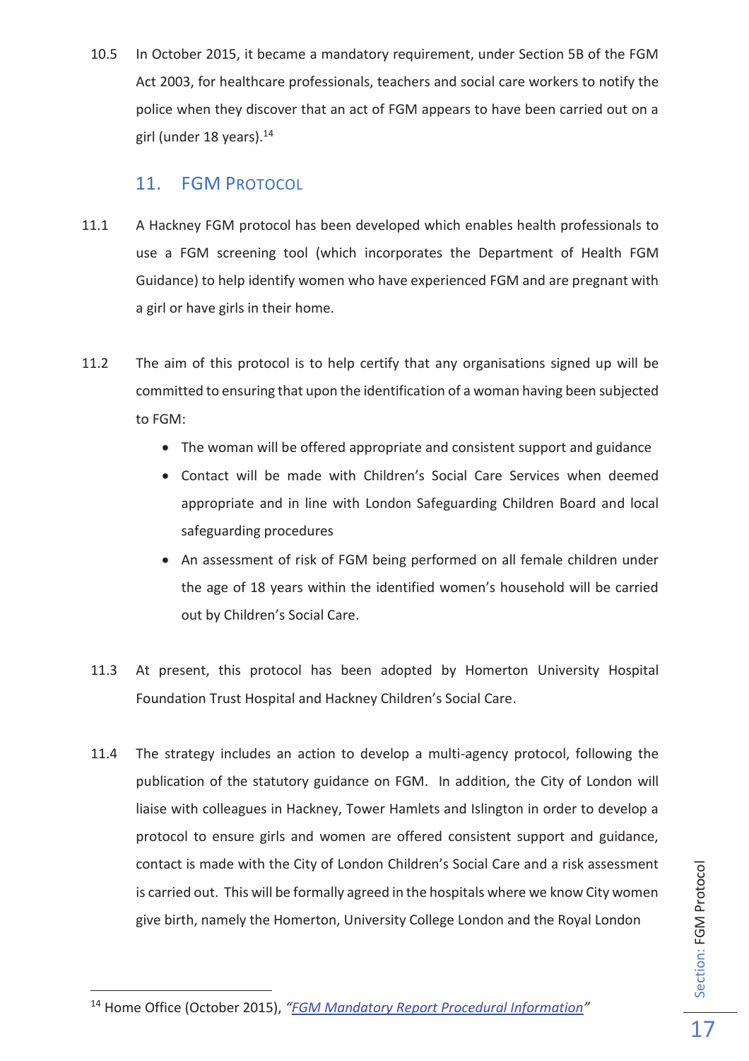10.5 In October 2015, it became a mandatory requirement, under Section 5B of the FGM Act 2003, for healthcare professionals, teachers and social care workers to notify the police when they discover that an act of FGM appears to have been carried out on a girl (under 18 years).[14]

## 11. FGM Protocol

11.1 A Hackney FGM protocol has been developed which enables health professionals to use a FGM screening tool (which incorporates the Department of Health FGM Guidance) to help identify women who have experienced FGM and are pregnant with a girl or have girls in their home.

11.2 The aim of this protocol is to help certify that any organisations signed up will be committed to ensuring that upon the identification of a woman having been subjected to FGM:

- The woman will be offered appropriate and consistent support and guidance
- Contact will be made with Children's Social Care Services when deemed appropriate and in line with London Safeguarding Children Board and local safeguarding procedures
- An assessment of risk of FGM being performed on all female children under the age of 18 years within the identified women's household will be carried out by Children's Social Care.

11.3 At present, this protocol has been adopted by Homerton University Hospital Foundation Trust Hospital and Hackney Children's Social Care.

11.4 The strategy includes an action to develop a multi-agency protocol, following the publication of the statutory guidance on FGM. In addition, the City of London will liaise with colleagues in Hackney, Tower Hamlets and Islington in order to develop a protocol to ensure girls and women are offered consistent support and guidance, contact is made with the City of London Children's Social Care and a risk assessment is carried out. This will be formally agreed in the hospitals where we know City women give birth, namely the Homerton, University College London and the Royal London

---

[14] Home Office (October 2015), *"FGM Mandatory Report Procedural Information"*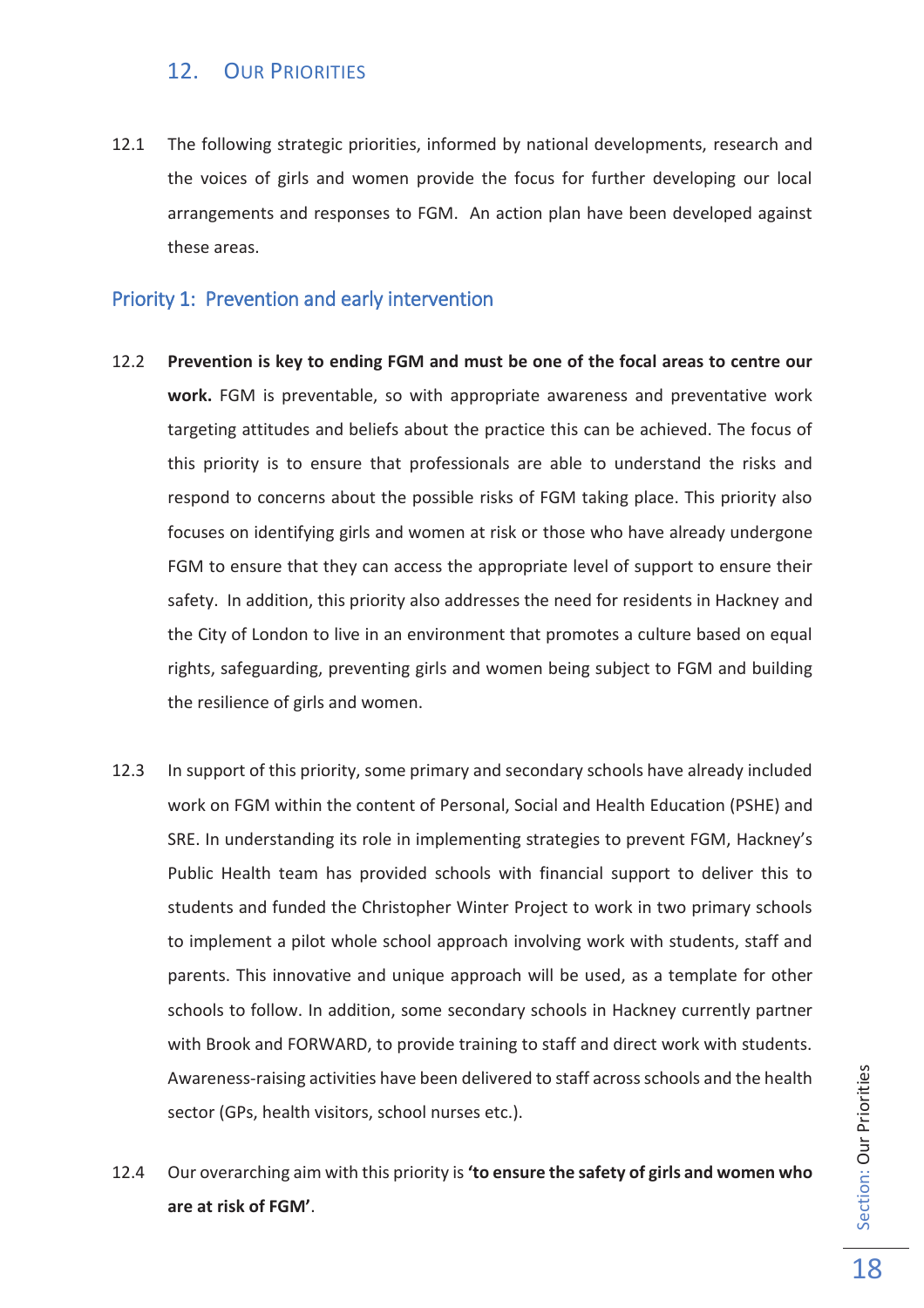## 12. Our Priorities

12.1 The following strategic priorities, informed by national developments, research and the voices of girls and women provide the focus for further developing our local arrangements and responses to FGM. An action plan have been developed against these areas.

### Priority 1: Prevention and early intervention

12.2 **Prevention is key to ending FGM and must be one of the focal areas to centre our work.** FGM is preventable, so with appropriate awareness and preventative work targeting attitudes and beliefs about the practice this can be achieved. The focus of this priority is to ensure that professionals are able to understand the risks and respond to concerns about the possible risks of FGM taking place. This priority also focuses on identifying girls and women at risk or those who have already undergone FGM to ensure that they can access the appropriate level of support to ensure their safety. In addition, this priority also addresses the need for residents in Hackney and the City of London to live in an environment that promotes a culture based on equal rights, safeguarding, preventing girls and women being subject to FGM and building the resilience of girls and women.

12.3 In support of this priority, some primary and secondary schools have already included work on FGM within the content of Personal, Social and Health Education (PSHE) and SRE. In understanding its role in implementing strategies to prevent FGM, Hackney's Public Health team has provided schools with financial support to deliver this to students and funded the Christopher Winter Project to work in two primary schools to implement a pilot whole school approach involving work with students, staff and parents. This innovative and unique approach will be used, as a template for other schools to follow. In addition, some secondary schools in Hackney currently partner with Brook and FORWARD, to provide training to staff and direct work with students. Awareness-raising activities have been delivered to staff across schools and the health sector (GPs, health visitors, school nurses etc.).

12.4 Our overarching aim with this priority is **'to ensure the safety of girls and women who are at risk of FGM'**.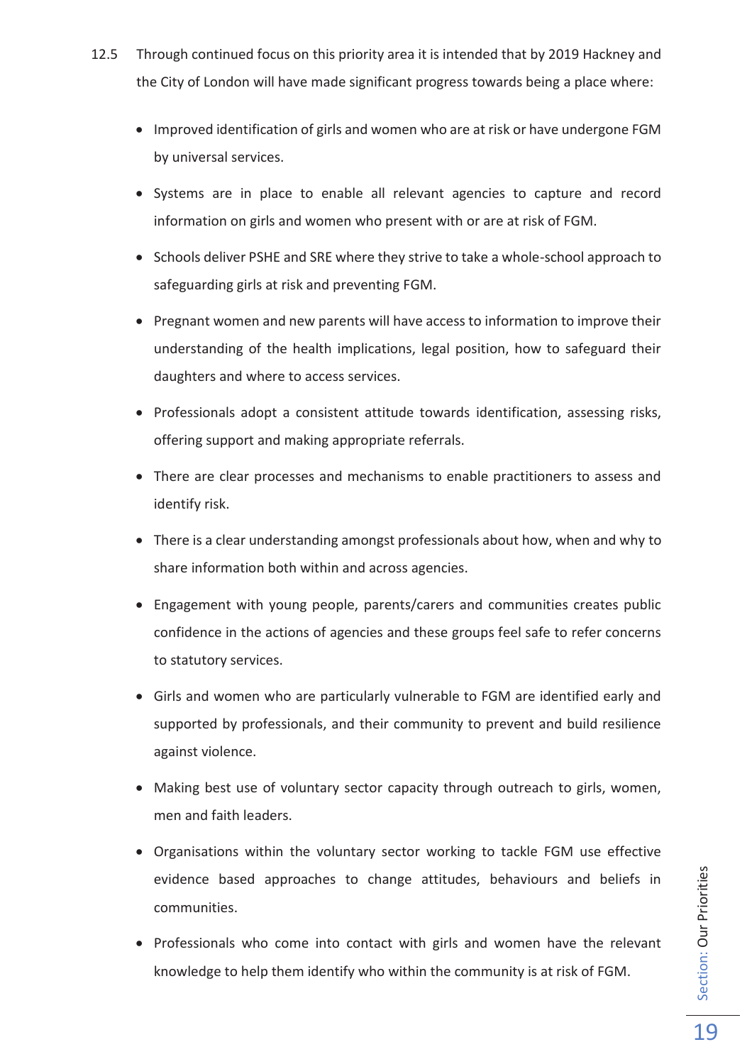12.5 Through continued focus on this priority area it is intended that by 2019 Hackney and the City of London will have made significant progress towards being a place where:

- Improved identification of girls and women who are at risk or have undergone FGM by universal services.
- Systems are in place to enable all relevant agencies to capture and record information on girls and women who present with or are at risk of FGM.
- Schools deliver PSHE and SRE where they strive to take a whole-school approach to safeguarding girls at risk and preventing FGM.
- Pregnant women and new parents will have access to information to improve their understanding of the health implications, legal position, how to safeguard their daughters and where to access services.
- Professionals adopt a consistent attitude towards identification, assessing risks, offering support and making appropriate referrals.
- There are clear processes and mechanisms to enable practitioners to assess and identify risk.
- There is a clear understanding amongst professionals about how, when and why to share information both within and across agencies.
- Engagement with young people, parents/carers and communities creates public confidence in the actions of agencies and these groups feel safe to refer concerns to statutory services.
- Girls and women who are particularly vulnerable to FGM are identified early and supported by professionals, and their community to prevent and build resilience against violence.
- Making best use of voluntary sector capacity through outreach to girls, women, men and faith leaders.
- Organisations within the voluntary sector working to tackle FGM use effective evidence based approaches to change attitudes, behaviours and beliefs in communities.
- Professionals who come into contact with girls and women have the relevant knowledge to help them identify who within the community is at risk of FGM.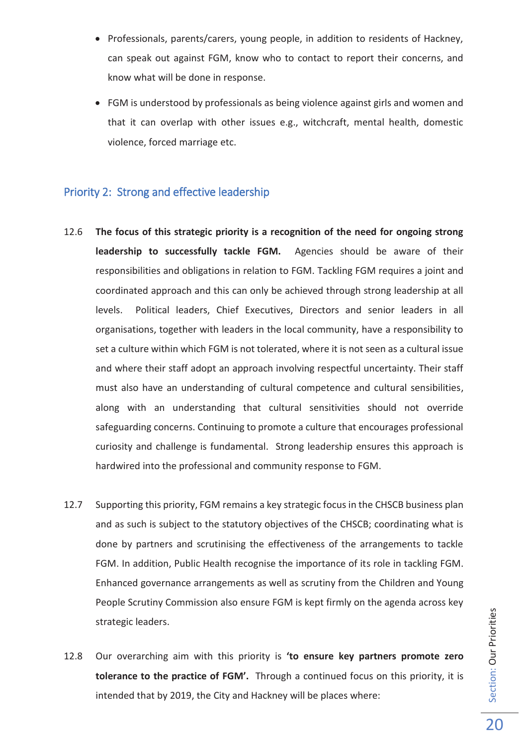- Professionals, parents/carers, young people, in addition to residents of Hackney, can speak out against FGM, know who to contact to report their concerns, and know what will be done in response.
- FGM is understood by professionals as being violence against girls and women and that it can overlap with other issues e.g., witchcraft, mental health, domestic violence, forced marriage etc.

## Priority 2: Strong and effective leadership

12.6 **The focus of this strategic priority is a recognition of the need for ongoing strong leadership to successfully tackle FGM.** Agencies should be aware of their responsibilities and obligations in relation to FGM. Tackling FGM requires a joint and coordinated approach and this can only be achieved through strong leadership at all levels. Political leaders, Chief Executives, Directors and senior leaders in all organisations, together with leaders in the local community, have a responsibility to set a culture within which FGM is not tolerated, where it is not seen as a cultural issue and where their staff adopt an approach involving respectful uncertainty. Their staff must also have an understanding of cultural competence and cultural sensibilities, along with an understanding that cultural sensitivities should not override safeguarding concerns. Continuing to promote a culture that encourages professional curiosity and challenge is fundamental. Strong leadership ensures this approach is hardwired into the professional and community response to FGM.

12.7 Supporting this priority, FGM remains a key strategic focus in the CHSCB business plan and as such is subject to the statutory objectives of the CHSCB; coordinating what is done by partners and scrutinising the effectiveness of the arrangements to tackle FGM. In addition, Public Health recognise the importance of its role in tackling FGM. Enhanced governance arrangements as well as scrutiny from the Children and Young People Scrutiny Commission also ensure FGM is kept firmly on the agenda across key strategic leaders.

12.8 Our overarching aim with this priority is **'to ensure key partners promote zero tolerance to the practice of FGM'.** Through a continued focus on this priority, it is intended that by 2019, the City and Hackney will be places where: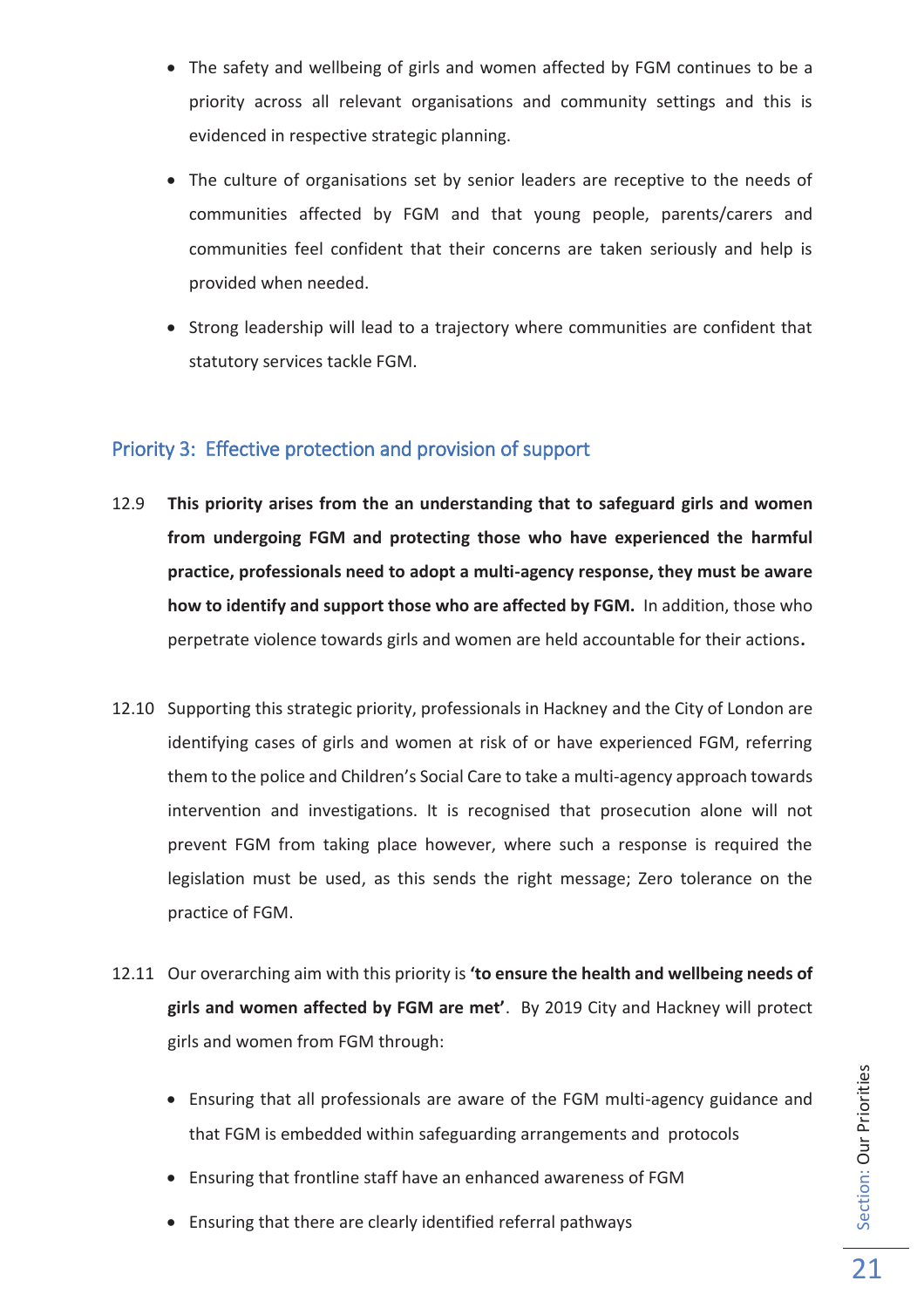- The safety and wellbeing of girls and women affected by FGM continues to be a priority across all relevant organisations and community settings and this is evidenced in respective strategic planning.
- The culture of organisations set by senior leaders are receptive to the needs of communities affected by FGM and that young people, parents/carers and communities feel confident that their concerns are taken seriously and help is provided when needed.
- Strong leadership will lead to a trajectory where communities are confident that statutory services tackle FGM.

## Priority 3: Effective protection and provision of support

12.9 **This priority arises from the an understanding that to safeguard girls and women from undergoing FGM and protecting those who have experienced the harmful practice, professionals need to adopt a multi-agency response, they must be aware how to identify and support those who are affected by FGM.** In addition, those who perpetrate violence towards girls and women are held accountable for their actions**.**

12.10 Supporting this strategic priority, professionals in Hackney and the City of London are identifying cases of girls and women at risk of or have experienced FGM, referring them to the police and Children's Social Care to take a multi-agency approach towards intervention and investigations. It is recognised that prosecution alone will not prevent FGM from taking place however, where such a response is required the legislation must be used, as this sends the right message; Zero tolerance on the practice of FGM.

12.11 Our overarching aim with this priority is **'to ensure the health and wellbeing needs of girls and women affected by FGM are met'**. By 2019 City and Hackney will protect girls and women from FGM through:

- Ensuring that all professionals are aware of the FGM multi-agency guidance and that FGM is embedded within safeguarding arrangements and protocols
- Ensuring that frontline staff have an enhanced awareness of FGM
- Ensuring that there are clearly identified referral pathways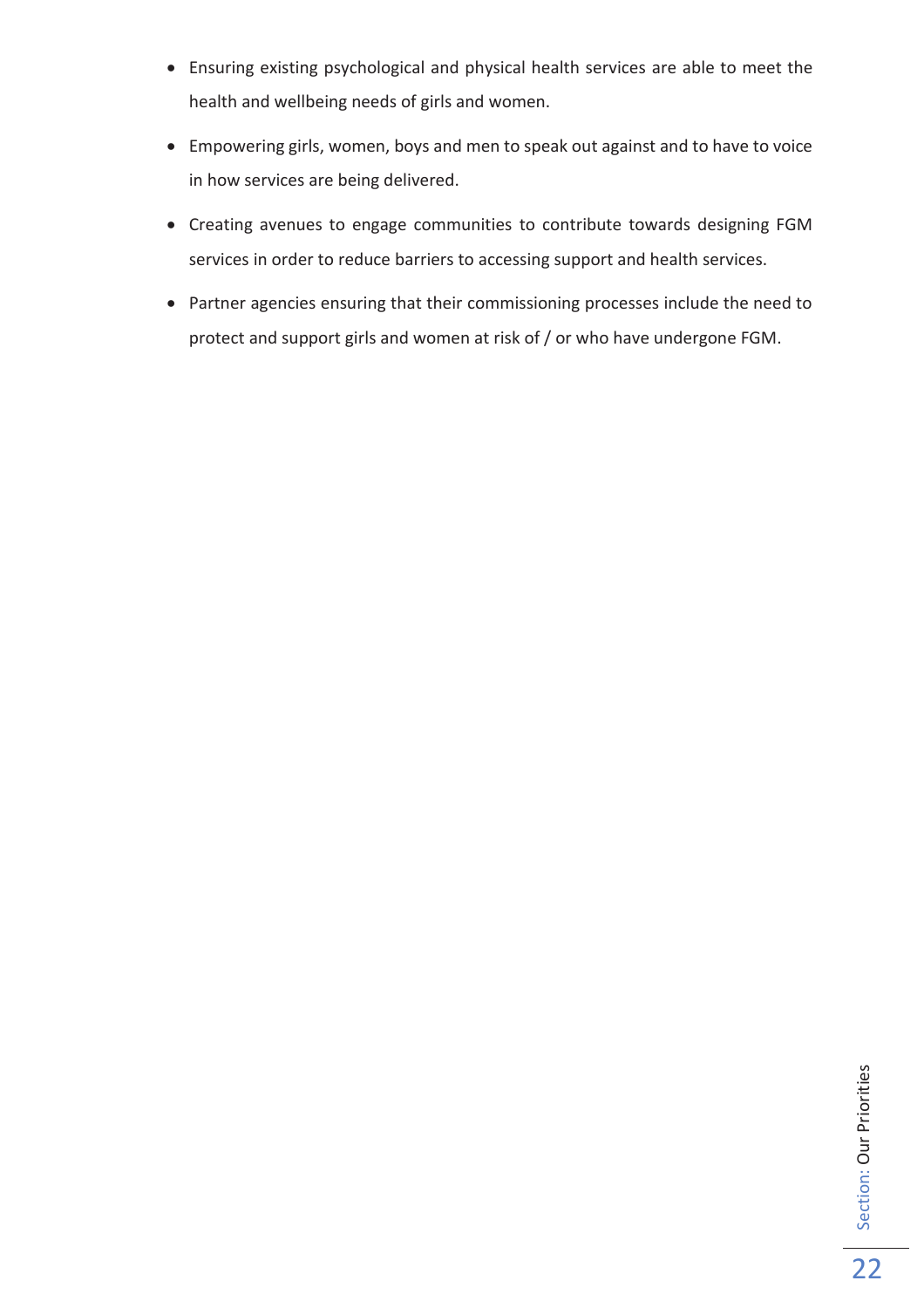- Ensuring existing psychological and physical health services are able to meet the health and wellbeing needs of girls and women.
- Empowering girls, women, boys and men to speak out against and to have to voice in how services are being delivered.
- Creating avenues to engage communities to contribute towards designing FGM services in order to reduce barriers to accessing support and health services.
- Partner agencies ensuring that their commissioning processes include the need to protect and support girls and women at risk of / or who have undergone FGM.